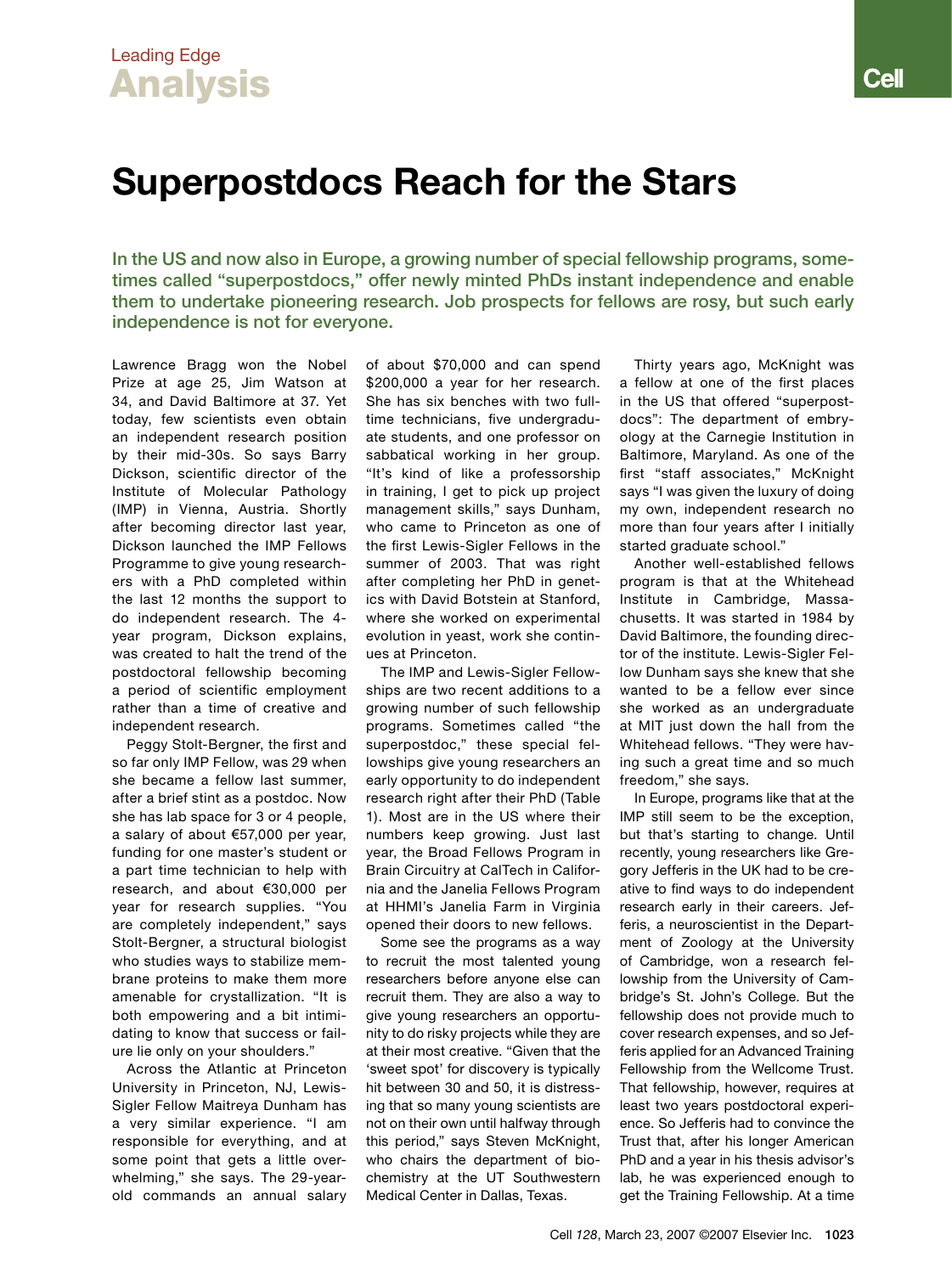Leading Edge

# Analysis

# Superpostdocs Reach for the Stars

**In the US and now also in Europe, a growing number of special fellowship programs, sometimes called "superpostdocs," offer newly minted PhDs instant independence and enable them to undertake pioneering research. Job prospects for fellows are rosy, but such early independence is not for everyone.**

Lawrence Bragg won the Nobel Prize at age 25, Jim Watson at 34, and David Baltimore at 37. Yet today, few scientists even obtain an independent research position by their mid-30s. So says Barry Dickson, scientific director of the Institute of Molecular Pathology (IMP) in Vienna, Austria. Shortly after becoming director last year, Dickson launched the IMP Fellows Programme to give young researchers with a PhD completed within the last 12 months the support to do independent research. The 4-year program, Dickson explains, was created to halt the trend of the postdoctoral fellowship becoming a period of scientific employment rather than a time of creative and independent research.

Peggy Stolt-Bergner, the first and so far only IMP Fellow, was 29 when she became a fellow last summer, after a brief stint as a postdoc. Now she has lab space for 3 or 4 people, a salary of about €57,000 per year, funding for one master's student or a part time technician to help with research, and about €30,000 per year for research supplies. "You are completely independent," says Stolt-Bergner, a structural biologist who studies ways to stabilize membrane proteins to make them more amenable for crystallization. "It is both empowering and a bit intimidating to know that success or failure lie only on your shoulders."

Across the Atlantic at Princeton University in Princeton, NJ, Lewis-Sigler Fellow Maitreya Dunham has a very similar experience. "I am responsible for everything, and at some point that gets a little overwhelming," she says. The 29-year-old commands an annual salary of about $70,000 and can spend $200,000 a year for her research. She has six benches with two full-time technicians, five undergraduate students, and one professor on sabbatical working in her group. "It's kind of like a professorship in training, I get to pick up project management skills," says Dunham, who came to Princeton as one of the first Lewis-Sigler Fellows in the summer of 2003. That was right after completing her PhD in genetics with David Botstein at Stanford, where she worked on experimental evolution in yeast, work she continues at Princeton.

The IMP and Lewis-Sigler Fellowships are two recent additions to a growing number of such fellowship programs. Sometimes called "the superpostdoc," these special fellowships give young researchers an early opportunity to do independent research right after their PhD (Table 1). Most are in the US where their numbers keep growing. Just last year, the Broad Fellows Program in Brain Circuitry at CalTech in California and the Janelia Fellows Program at HHMI's Janelia Farm in Virginia opened their doors to new fellows.

Some see the programs as a way to recruit the most talented young researchers before anyone else can recruit them. They are also a way to give young researchers an opportunity to do risky projects while they are at their most creative. "Given that the 'sweet spot' for discovery is typically hit between 30 and 50, it is distressing that so many young scientists are not on their own until halfway through this period," says Steven McKnight, who chairs the department of biochemistry at the UT Southwestern Medical Center in Dallas, Texas.

Thirty years ago, McKnight was a fellow at one of the first places in the US that offered "superpostdocs": The department of embryology at the Carnegie Institution in Baltimore, Maryland. As one of the first "staff associates," McKnight says "I was given the luxury of doing my own, independent research no more than four years after I initially started graduate school."

Another well-established fellows program is that at the Whitehead Institute in Cambridge, Massachusetts. It was started in 1984 by David Baltimore, the founding director of the institute. Lewis-Sigler Fellow Dunham says she knew that she wanted to be a fellow ever since she worked as an undergraduate at MIT just down the hall from the Whitehead fellows. "They were having such a great time and so much freedom," she says.

In Europe, programs like that at the IMP still seem to be the exception, but that's starting to change. Until recently, young researchers like Gregory Jefferis in the UK had to be creative to find ways to do independent research early in their careers. Jefferis, a neuroscientist in the Department of Zoology at the University of Cambridge, won a research fellowship from the University of Cambridge's St. John's College. But the fellowship does not provide much to cover research expenses, and so Jefferis applied for an Advanced Training Fellowship from the Wellcome Trust. That fellowship, however, requires at least two years postdoctoral experience. So Jefferis had to convince the Trust that, after his longer American PhD and a year in his thesis advisor's lab, he was experienced enough to get the Training Fellowship. At a time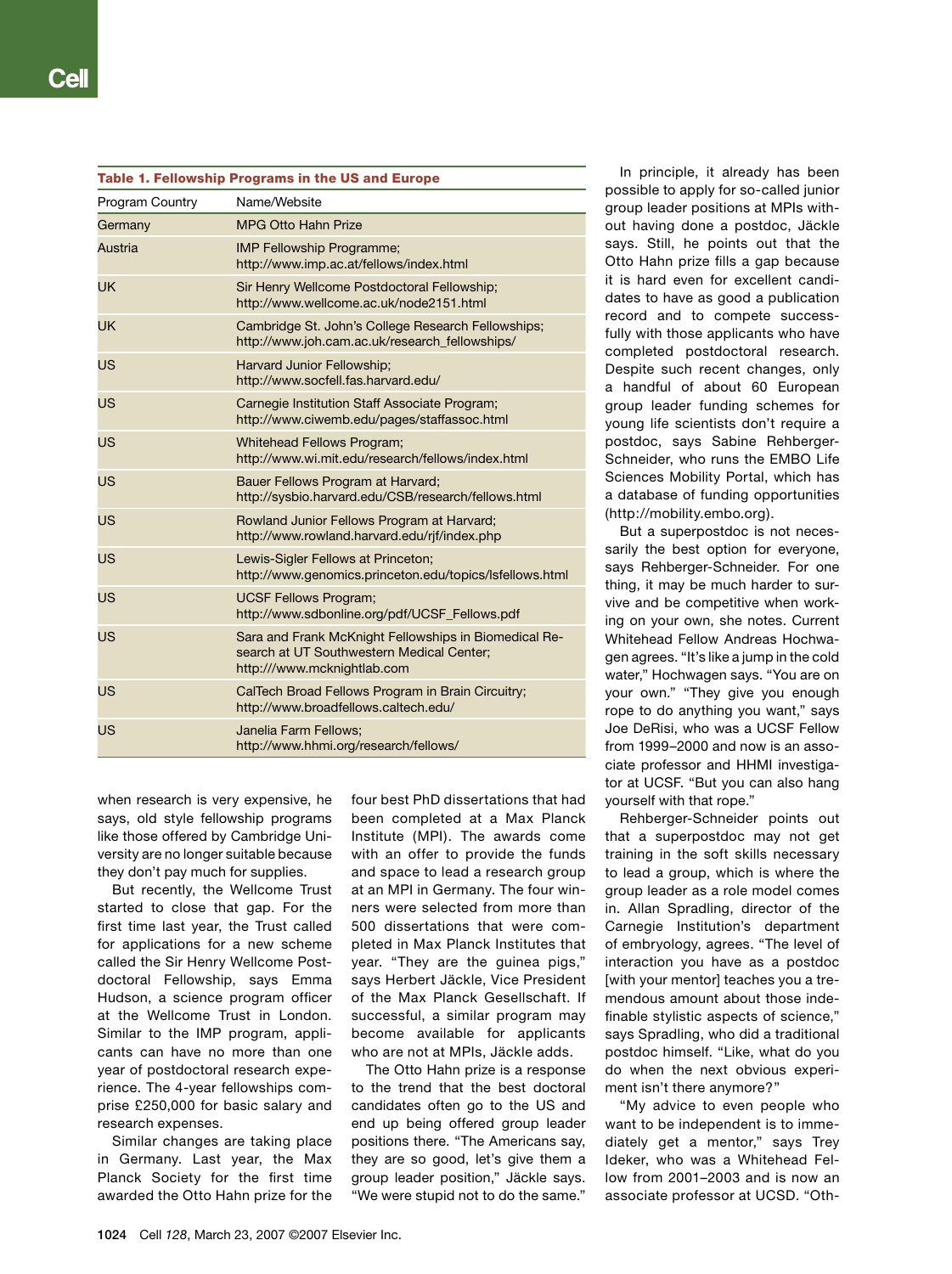**Table 1. Fellowship Programs in the US and Europe**

| Program Country | Name/Website |
|---|---|
| Germany | MPG Otto Hahn Prize |
| Austria | IMP Fellowship Programme; http://www.imp.ac.at/fellows/index.html |
| UK | Sir Henry Wellcome Postdoctoral Fellowship; http://www.wellcome.ac.uk/node2151.html |
| UK | Cambridge St. John's College Research Fellowships; http://www.joh.cam.ac.uk/research_fellowships/ |
| US | Harvard Junior Fellowship; http://www.socfell.fas.harvard.edu/ |
| US | Carnegie Institution Staff Associate Program; http://www.ciwemb.edu/pages/staffassoc.html |
| US | Whitehead Fellows Program; http://www.wi.mit.edu/research/fellows/index.html |
| US | Bauer Fellows Program at Harvard; http://sysbio.harvard.edu/CSB/research/fellows.html |
| US | Rowland Junior Fellows Program at Harvard; http://www.rowland.harvard.edu/rjf/index.php |
| US | Lewis-Sigler Fellows at Princeton; http://www.genomics.princeton.edu/topics/lsfellows.html |
| US | UCSF Fellows Program; http://www.sdbonline.org/pdf/UCSF_Fellows.pdf |
| US | Sara and Frank McKnight Fellowships in Biomedical Research at UT Southwestern Medical Center; http:///www.mcknightlab.com |
| US | CalTech Broad Fellows Program in Brain Circuitry; http://www.broadfellows.caltech.edu/ |
| US | Janelia Farm Fellows; http://www.hhmi.org/research/fellows/ |

when research is very expensive, he says, old style fellowship programs like those offered by Cambridge University are no longer suitable because they don't pay much for supplies.

But recently, the Wellcome Trust started to close that gap. For the first time last year, the Trust called for applications for a new scheme called the Sir Henry Wellcome Postdoctoral Fellowship, says Emma Hudson, a science program officer at the Wellcome Trust in London. Similar to the IMP program, applicants can have no more than one year of postdoctoral research experience. The 4-year fellowships comprise £250,000 for basic salary and research expenses.

Similar changes are taking place in Germany. Last year, the Max Planck Society for the first time awarded the Otto Hahn prize for the four best PhD dissertations that had been completed at a Max Planck Institute (MPI). The awards come with an offer to provide the funds and space to lead a research group at an MPI in Germany. The four winners were selected from more than 500 dissertations that were completed in Max Planck Institutes that year. "They are the guinea pigs," says Herbert Jäckle, Vice President of the Max Planck Gesellschaft. If successful, a similar program may become available for applicants who are not at MPIs, Jäckle adds.

The Otto Hahn prize is a response to the trend that the best doctoral candidates often go to the US and end up being offered group leader positions there. "The Americans say, they are so good, let's give them a group leader position," Jäckle says. "We were stupid not to do the same."

In principle, it already has been possible to apply for so-called junior group leader positions at MPIs without having done a postdoc, Jäckle says. Still, he points out that the Otto Hahn prize fills a gap because it is hard even for excellent candidates to have as good a publication record and to compete successfully with those applicants who have completed postdoctoral research. Despite such recent changes, only a handful of about 60 European group leader funding schemes for young life scientists don't require a postdoc, says Sabine Rehberger-Schneider, who runs the EMBO Life Sciences Mobility Portal, which has a database of funding opportunities (http://mobility.embo.org).

But a superpostdoc is not necessarily the best option for everyone, says Rehberger-Schneider. For one thing, it may be much harder to survive and be competitive when working on your own, she notes. Current Whitehead Fellow Andreas Hochwagen agrees. "It's like a jump in the cold water," Hochwagen says. "You are on your own." "They give you enough rope to do anything you want," says Joe DeRisi, who was a UCSF Fellow from 1999–2000 and now is an associate professor and HHMI investigator at UCSF. "But you can also hang yourself with that rope."

Rehberger-Schneider points out that a superpostdoc may not get training in the soft skills necessary to lead a group, which is where the group leader as a role model comes in. Allan Spradling, director of the Carnegie Institution's department of embryology, agrees. "The level of interaction you have as a postdoc [with your mentor] teaches you a tremendous amount about those indefinable stylistic aspects of science," says Spradling, who did a traditional postdoc himself. "Like, what do you do when the next obvious experiment isn't there anymore?"

"My advice to even people who want to be independent is to immediately get a mentor," says Trey Ideker, who was a Whitehead Fellow from 2001–2003 and is now an associate professor at UCSD. "Oth-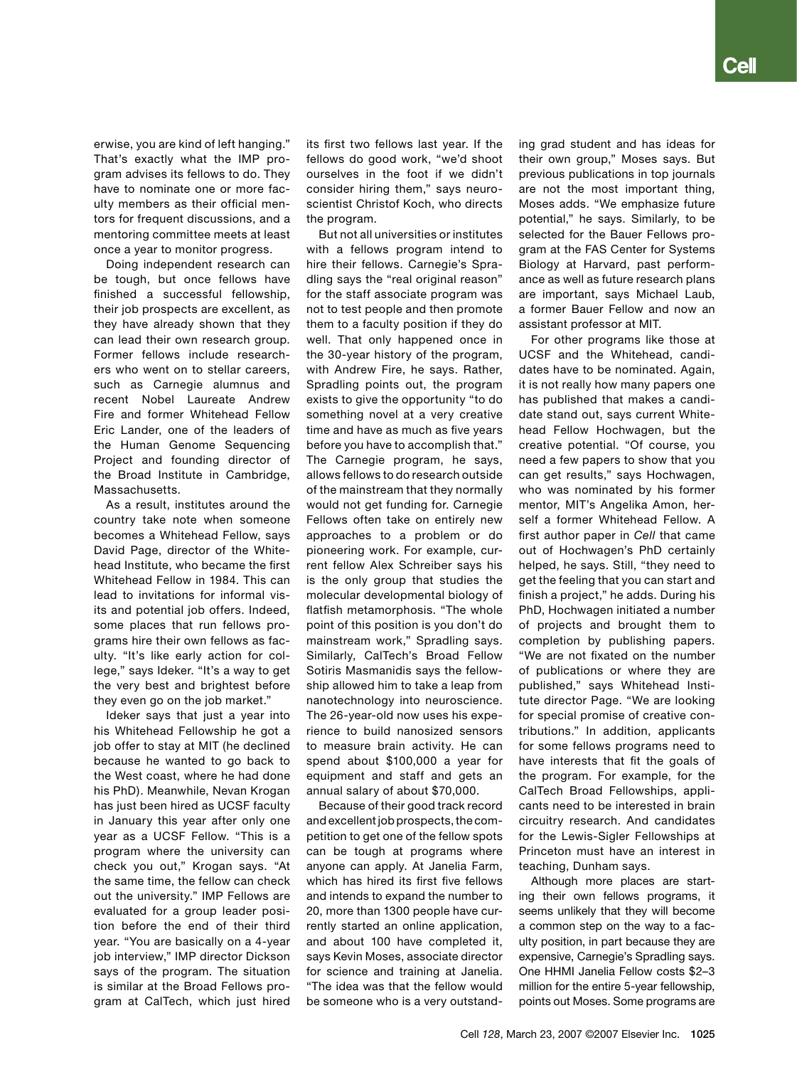erwise, you are kind of left hanging." That's exactly what the IMP program advises its fellows to do. They have to nominate one or more faculty members as their official mentors for frequent discussions, and a mentoring committee meets at least once a year to monitor progress.

Doing independent research can be tough, but once fellows have finished a successful fellowship, their job prospects are excellent, as they have already shown that they can lead their own research group. Former fellows include researchers who went on to stellar careers, such as Carnegie alumnus and recent Nobel Laureate Andrew Fire and former Whitehead Fellow Eric Lander, one of the leaders of the Human Genome Sequencing Project and founding director of the Broad Institute in Cambridge, Massachusetts.

As a result, institutes around the country take note when someone becomes a Whitehead Fellow, says David Page, director of the Whitehead Institute, who became the first Whitehead Fellow in 1984. This can lead to invitations for informal visits and potential job offers. Indeed, some places that run fellows programs hire their own fellows as faculty. "It's like early action for college," says Ideker. "It's a way to get the very best and brightest before they even go on the job market."

Ideker says that just a year into his Whitehead Fellowship he got a job offer to stay at MIT (he declined because he wanted to go back to the West coast, where he had done his PhD). Meanwhile, Nevan Krogan has just been hired as UCSF faculty in January this year after only one year as a UCSF Fellow. "This is a program where the university can check you out," Krogan says. "At the same time, the fellow can check out the university." IMP Fellows are evaluated for a group leader position before the end of their third year. "You are basically on a 4-year job interview," IMP director Dickson says of the program. The situation is similar at the Broad Fellows program at CalTech, which just hired its first two fellows last year. If the fellows do good work, "we'd shoot ourselves in the foot if we didn't consider hiring them," says neuroscientist Christof Koch, who directs the program.

But not all universities or institutes with a fellows program intend to hire their fellows. Carnegie's Spradling says the "real original reason" for the staff associate program was not to test people and then promote them to a faculty position if they do well. That only happened once in the 30-year history of the program, with Andrew Fire, he says. Rather, Spradling points out, the program exists to give the opportunity "to do something novel at a very creative time and have as much as five years before you have to accomplish that." The Carnegie program, he says, allows fellows to do research outside of the mainstream that they normally would not get funding for. Carnegie Fellows often take on entirely new approaches to a problem or do pioneering work. For example, current fellow Alex Schreiber says his is the only group that studies the molecular developmental biology of flatfish metamorphosis. "The whole point of this position is you don't do mainstream work," Spradling says. Similarly, CalTech's Broad Fellow Sotiris Masmanidis says the fellowship allowed him to take a leap from nanotechnology into neuroscience. The 26-year-old now uses his experience to build nanosized sensors to measure brain activity. He can spend about $100,000 a year for equipment and staff and gets an annual salary of about $70,000.

Because of their good track record and excellent job prospects, the competition to get one of the fellow spots can be tough at programs where anyone can apply. At Janelia Farm, which has hired its first five fellows and intends to expand the number to 20, more than 1300 people have currently started an online application, and about 100 have completed it, says Kevin Moses, associate director for science and training at Janelia. "The idea was that the fellow would be someone who is a very outstanding grad student and has ideas for their own group," Moses says. But previous publications in top journals are not the most important thing, Moses adds. "We emphasize future potential," he says. Similarly, to be selected for the Bauer Fellows program at the FAS Center for Systems Biology at Harvard, past performance as well as future research plans are important, says Michael Laub, a former Bauer Fellow and now an assistant professor at MIT.

For other programs like those at UCSF and the Whitehead, candidates have to be nominated. Again, it is not really how many papers one has published that makes a candidate stand out, says current Whitehead Fellow Hochwagen, but the creative potential. "Of course, you need a few papers to show that you can get results," says Hochwagen, who was nominated by his former mentor, MIT's Angelika Amon, herself a former Whitehead Fellow. A first author paper in *Cell* that came out of Hochwagen's PhD certainly helped, he says. Still, "they need to get the feeling that you can start and finish a project," he adds. During his PhD, Hochwagen initiated a number of projects and brought them to completion by publishing papers. "We are not fixated on the number of publications or where they are published," says Whitehead Institute director Page. "We are looking for special promise of creative contributions." In addition, applicants for some fellows programs need to have interests that fit the goals of the program. For example, for the CalTech Broad Fellowships, applicants need to be interested in brain circuitry research. And candidates for the Lewis-Sigler Fellowships at Princeton must have an interest in teaching, Dunham says.

Although more places are starting their own fellows programs, it seems unlikely that they will become a common step on the way to a faculty position, in part because they are expensive, Carnegie's Spradling says. One HHMI Janelia Fellow costs $2–3 million for the entire 5-year fellowship, points out Moses. Some programs are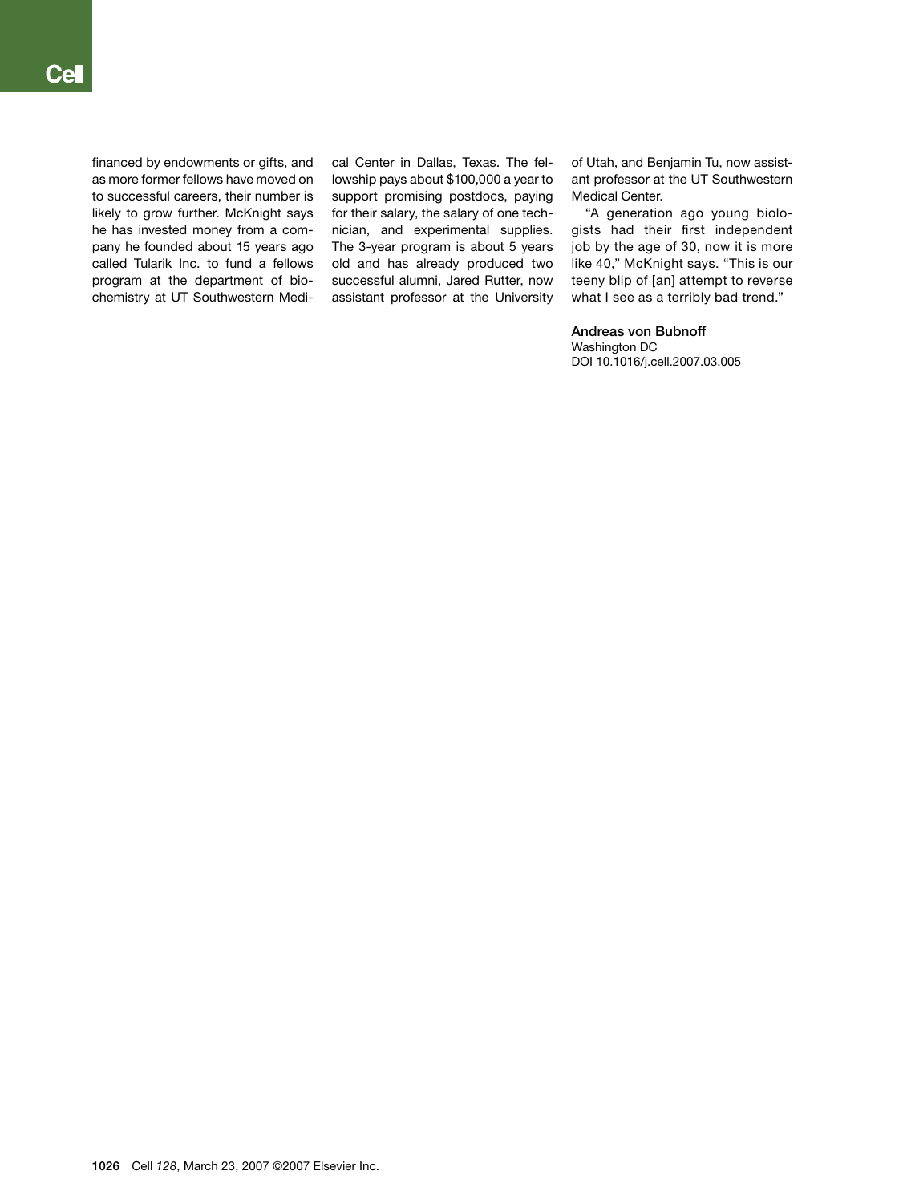financed by endowments or gifts, and as more former fellows have moved on to successful careers, their number is likely to grow further. McKnight says he has invested money from a company he founded about 15 years ago called Tularik Inc. to fund a fellows program at the department of biochemistry at UT Southwestern Medical Center in Dallas, Texas. The fellowship pays about $100,000 a year to support promising postdocs, paying for their salary, the salary of one technician, and experimental supplies. The 3-year program is about 5 years old and has already produced two successful alumni, Jared Rutter, now assistant professor at the University of Utah, and Benjamin Tu, now assistant professor at the UT Southwestern Medical Center.

"A generation ago young biologists had their first independent job by the age of 30, now it is more like 40," McKnight says. "This is our teeny blip of [an] attempt to reverse what I see as a terribly bad trend."

**Andreas von Bubnoff**
Washington DC
DOI 10.1016/j.cell.2007.03.005